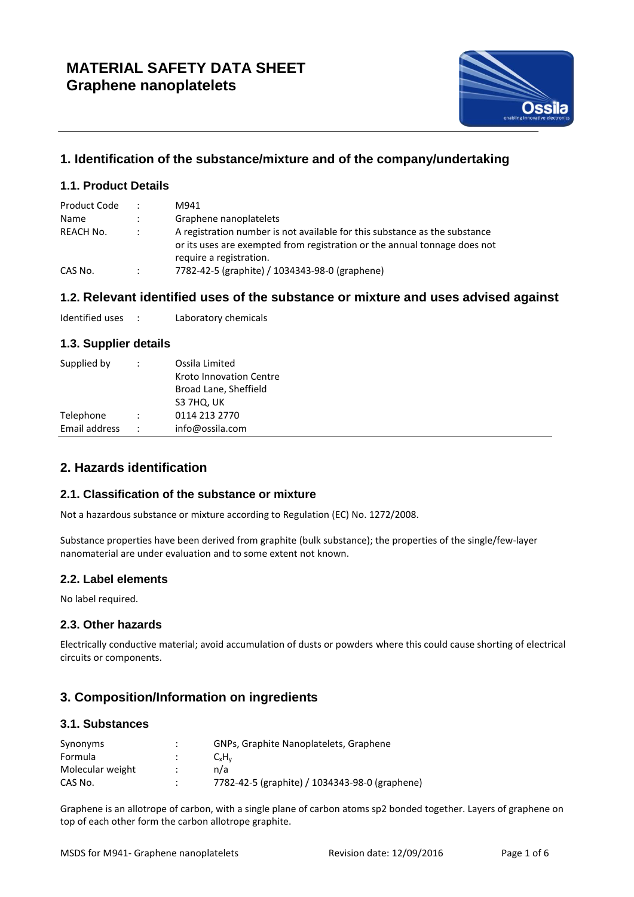# MATERIAL SAFETY DATA SHEET
# Graphene nanoplatelets

## 1. Identification of the substance/mixture and of the company/undertaking

### 1.1. Product Details

| | | |
|---|---|---|
| Product Code | : | M941 |
| Name | : | Graphene nanoplatelets |
| REACH No. | : | A registration number is not available for this substance as the substance or its uses are exempted from registration or the annual tonnage does not require a registration. |
| CAS No. | : | 7782-42-5 (graphite) / 1034343-98-0 (graphene) |

## 1.2. Relevant identified uses of the substance or mixture and uses advised against

Identified uses : Laboratory chemicals

### 1.3. Supplier details

| | | |
|---|---|---|
| Supplied by | : | Ossila Limited<br>Kroto Innovation Centre<br>Broad Lane, Sheffield<br>S3 7HQ, UK |
| Telephone | : | 0114 213 2770 |
| Email address | : | info@ossila.com |

## 2. Hazards identification

### 2.1. Classification of the substance or mixture

Not a hazardous substance or mixture according to Regulation (EC) No. 1272/2008.

Substance properties have been derived from graphite (bulk substance); the properties of the single/few-layer nanomaterial are under evaluation and to some extent not known.

### 2.2. Label elements

No label required.

### 2.3. Other hazards

Electrically conductive material; avoid accumulation of dusts or powders where this could cause shorting of electrical circuits or components.

## 3. Composition/Information on ingredients

### 3.1. Substances

| | | |
|---|---|---|
| Synonyms | : | GNPs, Graphite Nanoplatelets, Graphene |
| Formula | : | $C_xH_y$ |
| Molecular weight | : | n/a |
| CAS No. | : | 7782-42-5 (graphite) / 1034343-98-0 (graphene) |

Graphene is an allotrope of carbon, with a single plane of carbon atoms sp2 bonded together. Layers of graphene on top of each other form the carbon allotrope graphite.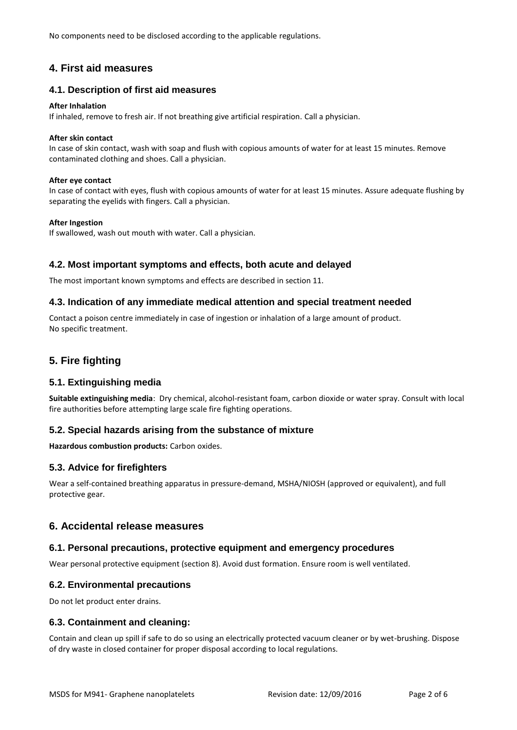No components need to be disclosed according to the applicable regulations.

# 4. First aid measures

## 4.1. Description of first aid measures

**After Inhalation**

If inhaled, remove to fresh air. If not breathing give artificial respiration. Call a physician.

**After skin contact**

In case of skin contact, wash with soap and flush with copious amounts of water for at least 15 minutes. Remove contaminated clothing and shoes. Call a physician.

**After eye contact**

In case of contact with eyes, flush with copious amounts of water for at least 15 minutes. Assure adequate flushing by separating the eyelids with fingers. Call a physician.

**After Ingestion**

If swallowed, wash out mouth with water. Call a physician.

## 4.2. Most important symptoms and effects, both acute and delayed

The most important known symptoms and effects are described in section 11.

## 4.3. Indication of any immediate medical attention and special treatment needed

Contact a poison centre immediately in case of ingestion or inhalation of a large amount of product.
No specific treatment.

# 5. Fire fighting

## 5.1. Extinguishing media

**Suitable extinguishing media**: Dry chemical, alcohol-resistant foam, carbon dioxide or water spray. Consult with local fire authorities before attempting large scale fire fighting operations.

## 5.2. Special hazards arising from the substance of mixture

**Hazardous combustion products:** Carbon oxides.

## 5.3. Advice for firefighters

Wear a self-contained breathing apparatus in pressure-demand, MSHA/NIOSH (approved or equivalent), and full protective gear.

# 6. Accidental release measures

## 6.1. Personal precautions, protective equipment and emergency procedures

Wear personal protective equipment (section 8). Avoid dust formation. Ensure room is well ventilated.

## 6.2. Environmental precautions

Do not let product enter drains.

## 6.3. Containment and cleaning:

Contain and clean up spill if safe to do so using an electrically protected vacuum cleaner or by wet-brushing. Dispose of dry waste in closed container for proper disposal according to local regulations.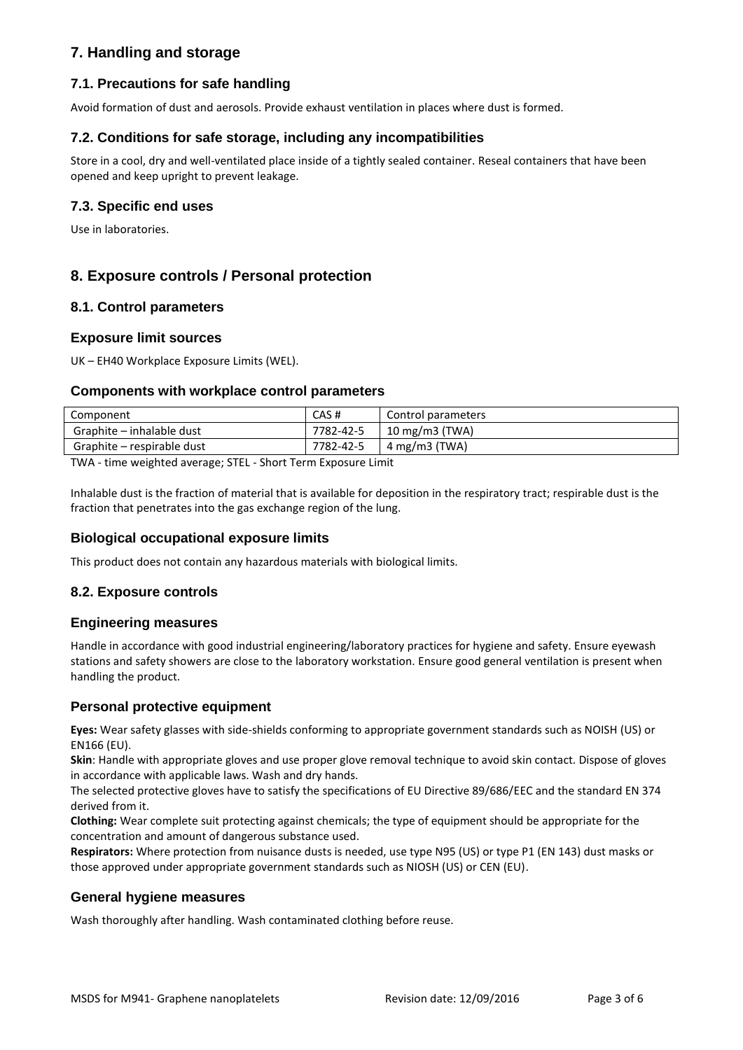## 7. Handling and storage

### 7.1. Precautions for safe handling

Avoid formation of dust and aerosols. Provide exhaust ventilation in places where dust is formed.

### 7.2. Conditions for safe storage, including any incompatibilities

Store in a cool, dry and well-ventilated place inside of a tightly sealed container. Reseal containers that have been opened and keep upright to prevent leakage.

### 7.3. Specific end uses

Use in laboratories.

## 8. Exposure controls / Personal protection

### 8.1. Control parameters

#### Exposure limit sources

UK – EH40 Workplace Exposure Limits (WEL).

#### Components with workplace control parameters

| Component | CAS # | Control parameters |
|---|---|---|
| Graphite – inhalable dust | 7782-42-5 | 10 mg/m3 (TWA) |
| Graphite – respirable dust | 7782-42-5 | 4 mg/m3 (TWA) |

TWA - time weighted average; STEL - Short Term Exposure Limit

Inhalable dust is the fraction of material that is available for deposition in the respiratory tract; respirable dust is the fraction that penetrates into the gas exchange region of the lung.

#### Biological occupational exposure limits

This product does not contain any hazardous materials with biological limits.

### 8.2. Exposure controls

#### Engineering measures

Handle in accordance with good industrial engineering/laboratory practices for hygiene and safety. Ensure eyewash stations and safety showers are close to the laboratory workstation. Ensure good general ventilation is present when handling the product.

#### Personal protective equipment

**Eyes:** Wear safety glasses with side-shields conforming to appropriate government standards such as NOISH (US) or EN166 (EU).

**Skin**: Handle with appropriate gloves and use proper glove removal technique to avoid skin contact. Dispose of gloves in accordance with applicable laws. Wash and dry hands.

The selected protective gloves have to satisfy the specifications of EU Directive 89/686/EEC and the standard EN 374 derived from it.

**Clothing:** Wear complete suit protecting against chemicals; the type of equipment should be appropriate for the concentration and amount of dangerous substance used.

**Respirators:** Where protection from nuisance dusts is needed, use type N95 (US) or type P1 (EN 143) dust masks or those approved under appropriate government standards such as NIOSH (US) or CEN (EU).

#### General hygiene measures

Wash thoroughly after handling. Wash contaminated clothing before reuse.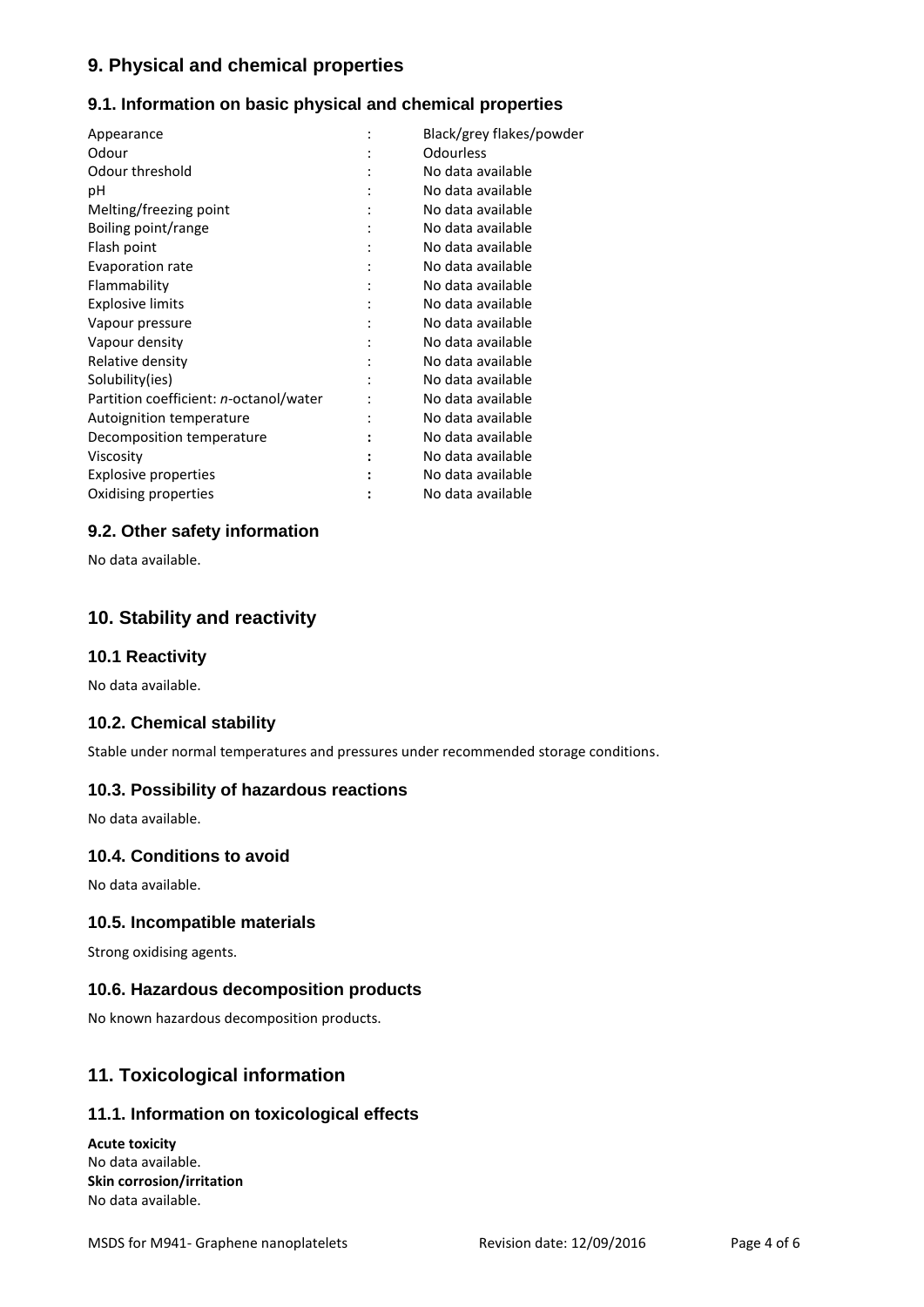## 9. Physical and chemical properties

### 9.1. Information on basic physical and chemical properties

| | | |
|---|---|---|
| Appearance | : | Black/grey flakes/powder |
| Odour | : | Odourless |
| Odour threshold | : | No data available |
| pH | : | No data available |
| Melting/freezing point | : | No data available |
| Boiling point/range | : | No data available |
| Flash point | : | No data available |
| Evaporation rate | : | No data available |
| Flammability | : | No data available |
| Explosive limits | : | No data available |
| Vapour pressure | : | No data available |
| Vapour density | : | No data available |
| Relative density | : | No data available |
| Solubility(ies) | : | No data available |
| Partition coefficient: *n*-octanol/water | : | No data available |
| Autoignition temperature | : | No data available |
| Decomposition temperature | : | No data available |
| Viscosity | : | No data available |
| Explosive properties | : | No data available |
| Oxidising properties | : | No data available |

### 9.2. Other safety information

No data available.

## 10. Stability and reactivity

### 10.1 Reactivity

No data available.

### 10.2. Chemical stability

Stable under normal temperatures and pressures under recommended storage conditions.

### 10.3. Possibility of hazardous reactions

No data available.

### 10.4. Conditions to avoid

No data available.

### 10.5. Incompatible materials

Strong oxidising agents.

### 10.6. Hazardous decomposition products

No known hazardous decomposition products.

## 11. Toxicological information

### 11.1. Information on toxicological effects

**Acute toxicity**
No data available.
**Skin corrosion/irritation**
No data available.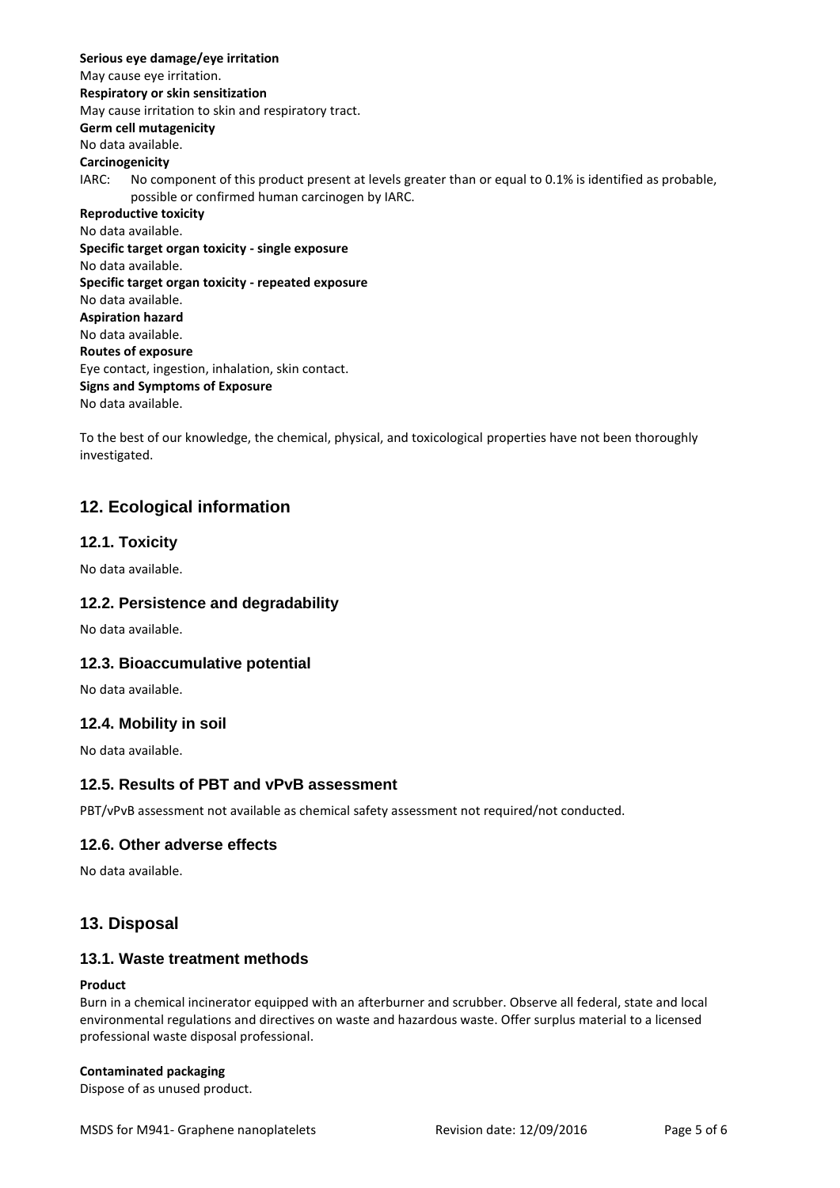**Serious eye damage/eye irritation**

May cause eye irritation.

**Respiratory or skin sensitization**

May cause irritation to skin and respiratory tract.

**Germ cell mutagenicity**

No data available.

**Carcinogenicity**

IARC: No component of this product present at levels greater than or equal to 0.1% is identified as probable, possible or confirmed human carcinogen by IARC.

**Reproductive toxicity**

No data available.

**Specific target organ toxicity - single exposure**

No data available.

**Specific target organ toxicity - repeated exposure**

No data available.

**Aspiration hazard**

No data available.

**Routes of exposure**

Eye contact, ingestion, inhalation, skin contact.

**Signs and Symptoms of Exposure**

No data available.

To the best of our knowledge, the chemical, physical, and toxicological properties have not been thoroughly investigated.

## 12. Ecological information

### 12.1. Toxicity

No data available.

### 12.2. Persistence and degradability

No data available.

### 12.3. Bioaccumulative potential

No data available.

### 12.4. Mobility in soil

No data available.

### 12.5. Results of PBT and vPvB assessment

PBT/vPvB assessment not available as chemical safety assessment not required/not conducted.

### 12.6. Other adverse effects

No data available.

## 13. Disposal

### 13.1. Waste treatment methods

**Product**

Burn in a chemical incinerator equipped with an afterburner and scrubber. Observe all federal, state and local environmental regulations and directives on waste and hazardous waste. Offer surplus material to a licensed professional waste disposal professional.

**Contaminated packaging**

Dispose of as unused product.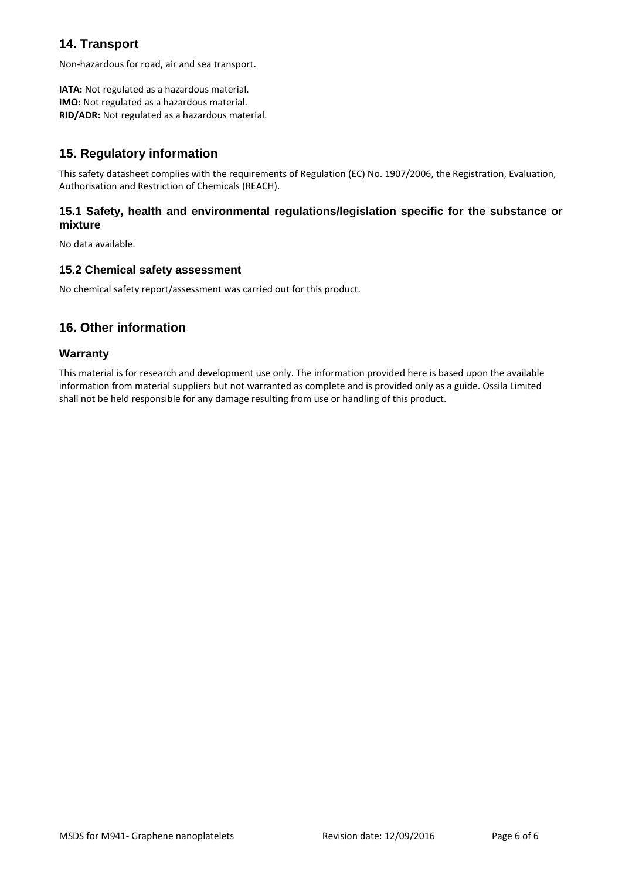## 14. Transport

Non-hazardous for road, air and sea transport.

**IATA:** Not regulated as a hazardous material.
**IMO:** Not regulated as a hazardous material.
**RID/ADR:** Not regulated as a hazardous material.

## 15. Regulatory information

This safety datasheet complies with the requirements of Regulation (EC) No. 1907/2006, the Registration, Evaluation, Authorisation and Restriction of Chemicals (REACH).

### 15.1 Safety, health and environmental regulations/legislation specific for the substance or mixture

No data available.

### 15.2 Chemical safety assessment

No chemical safety report/assessment was carried out for this product.

## 16. Other information

### Warranty

This material is for research and development use only. The information provided here is based upon the available information from material suppliers but not warranted as complete and is provided only as a guide. Ossila Limited shall not be held responsible for any damage resulting from use or handling of this product.